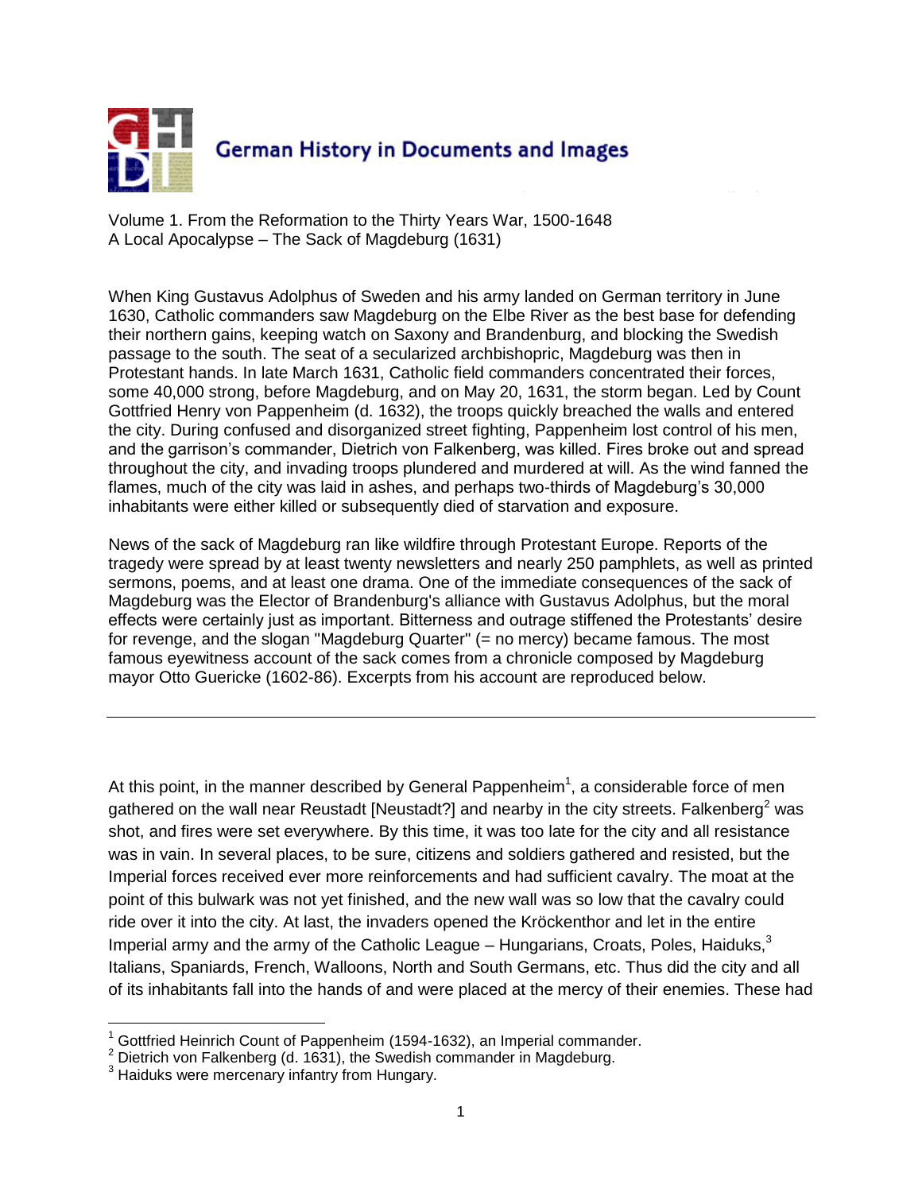# German History in Documents and Images

Volume 1. From the Reformation to the Thirty Years War, 1500-1648
A Local Apocalypse – The Sack of Magdeburg (1631)

When King Gustavus Adolphus of Sweden and his army landed on German territory in June 1630, Catholic commanders saw Magdeburg on the Elbe River as the best base for defending their northern gains, keeping watch on Saxony and Brandenburg, and blocking the Swedish passage to the south. The seat of a secularized archbishopric, Magdeburg was then in Protestant hands. In late March 1631, Catholic field commanders concentrated their forces, some 40,000 strong, before Magdeburg, and on May 20, 1631, the storm began. Led by Count Gottfried Henry von Pappenheim (d. 1632), the troops quickly breached the walls and entered the city. During confused and disorganized street fighting, Pappenheim lost control of his men, and the garrison's commander, Dietrich von Falkenberg, was killed. Fires broke out and spread throughout the city, and invading troops plundered and murdered at will. As the wind fanned the flames, much of the city was laid in ashes, and perhaps two-thirds of Magdeburg's 30,000 inhabitants were either killed or subsequently died of starvation and exposure.

News of the sack of Magdeburg ran like wildfire through Protestant Europe. Reports of the tragedy were spread by at least twenty newsletters and nearly 250 pamphlets, as well as printed sermons, poems, and at least one drama. One of the immediate consequences of the sack of Magdeburg was the Elector of Brandenburg's alliance with Gustavus Adolphus, but the moral effects were certainly just as important. Bitterness and outrage stiffened the Protestants' desire for revenge, and the slogan "Magdeburg Quarter" (= no mercy) became famous. The most famous eyewitness account of the sack comes from a chronicle composed by Magdeburg mayor Otto Guericke (1602-86). Excerpts from his account are reproduced below.

---

At this point, in the manner described by General Pappenheim[1], a considerable force of men gathered on the wall near Reustadt [Neustadt?] and nearby in the city streets. Falkenberg[2] was shot, and fires were set everywhere. By this time, it was too late for the city and all resistance was in vain. In several places, to be sure, citizens and soldiers gathered and resisted, but the Imperial forces received ever more reinforcements and had sufficient cavalry. The moat at the point of this bulwark was not yet finished, and the new wall was so low that the cavalry could ride over it into the city. At last, the invaders opened the Kröckenthor and let in the entire Imperial army and the army of the Catholic League – Hungarians, Croats, Poles, Haiduks,[3] Italians, Spaniards, French, Walloons, North and South Germans, etc. Thus did the city and all of its inhabitants fall into the hands of and were placed at the mercy of their enemies. These had

[1] Gottfried Heinrich Count of Pappenheim (1594-1632), an Imperial commander.
[2] Dietrich von Falkenberg (d. 1631), the Swedish commander in Magdeburg.
[3] Haiduks were mercenary infantry from Hungary.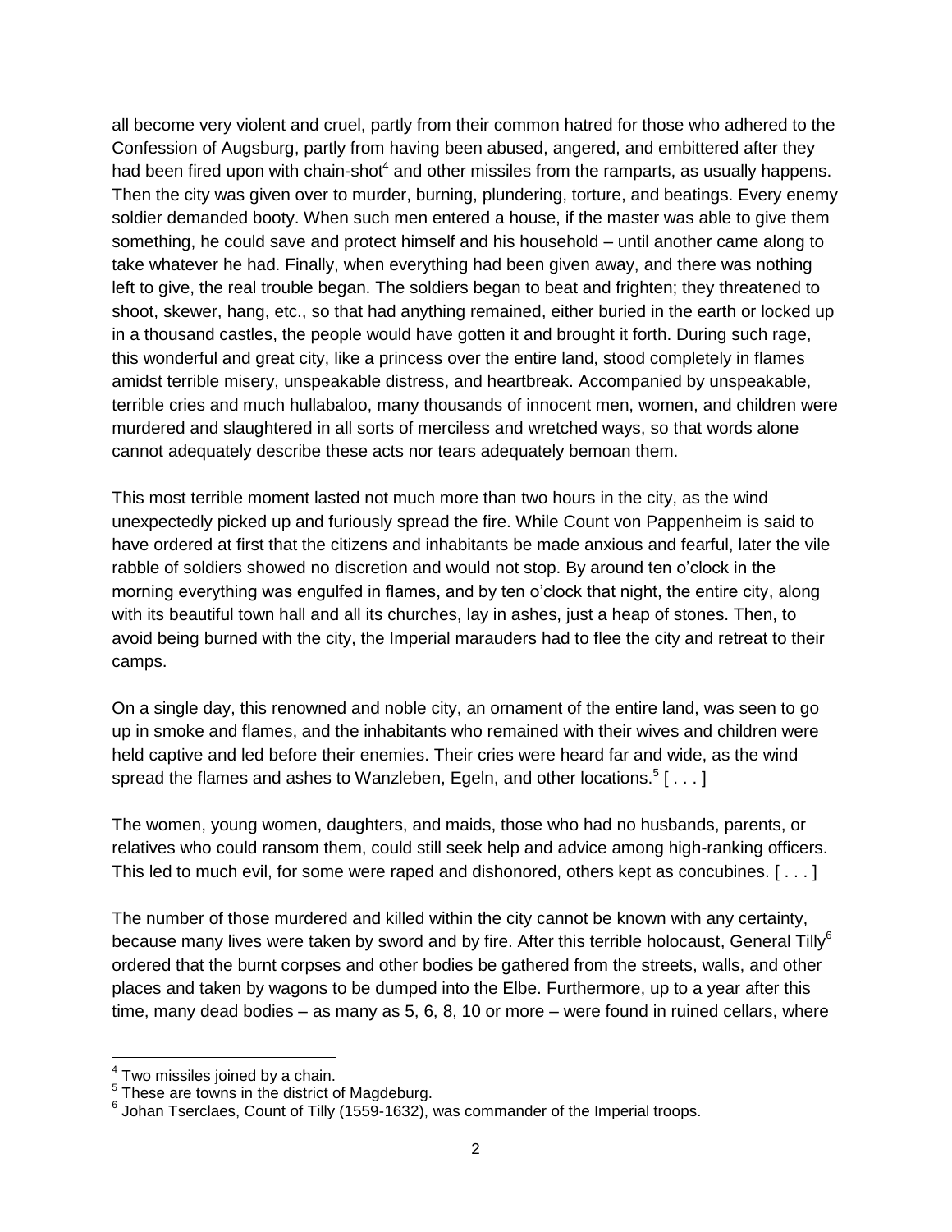all become very violent and cruel, partly from their common hatred for those who adhered to the Confession of Augsburg, partly from having been abused, angered, and embittered after they had been fired upon with chain-shot[4] and other missiles from the ramparts, as usually happens. Then the city was given over to murder, burning, plundering, torture, and beatings. Every enemy soldier demanded booty. When such men entered a house, if the master was able to give them something, he could save and protect himself and his household – until another came along to take whatever he had. Finally, when everything had been given away, and there was nothing left to give, the real trouble began. The soldiers began to beat and frighten; they threatened to shoot, skewer, hang, etc., so that had anything remained, either buried in the earth or locked up in a thousand castles, the people would have gotten it and brought it forth. During such rage, this wonderful and great city, like a princess over the entire land, stood completely in flames amidst terrible misery, unspeakable distress, and heartbreak. Accompanied by unspeakable, terrible cries and much hullabaloo, many thousands of innocent men, women, and children were murdered and slaughtered in all sorts of merciless and wretched ways, so that words alone cannot adequately describe these acts nor tears adequately bemoan them.

This most terrible moment lasted not much more than two hours in the city, as the wind unexpectedly picked up and furiously spread the fire. While Count von Pappenheim is said to have ordered at first that the citizens and inhabitants be made anxious and fearful, later the vile rabble of soldiers showed no discretion and would not stop. By around ten o'clock in the morning everything was engulfed in flames, and by ten o'clock that night, the entire city, along with its beautiful town hall and all its churches, lay in ashes, just a heap of stones. Then, to avoid being burned with the city, the Imperial marauders had to flee the city and retreat to their camps.

On a single day, this renowned and noble city, an ornament of the entire land, was seen to go up in smoke and flames, and the inhabitants who remained with their wives and children were held captive and led before their enemies. Their cries were heard far and wide, as the wind spread the flames and ashes to Wanzleben, Egeln, and other locations.[5] [ . . . ]

The women, young women, daughters, and maids, those who had no husbands, parents, or relatives who could ransom them, could still seek help and advice among high-ranking officers. This led to much evil, for some were raped and dishonored, others kept as concubines. [ . . . ]

The number of those murdered and killed within the city cannot be known with any certainty, because many lives were taken by sword and by fire. After this terrible holocaust, General Tilly[6] ordered that the burnt corpses and other bodies be gathered from the streets, walls, and other places and taken by wagons to be dumped into the Elbe. Furthermore, up to a year after this time, many dead bodies – as many as 5, 6, 8, 10 or more – were found in ruined cellars, where

---

[4] Two missiles joined by a chain.

[5] These are towns in the district of Magdeburg.

[6] Johan Tserclaes, Count of Tilly (1559-1632), was commander of the Imperial troops.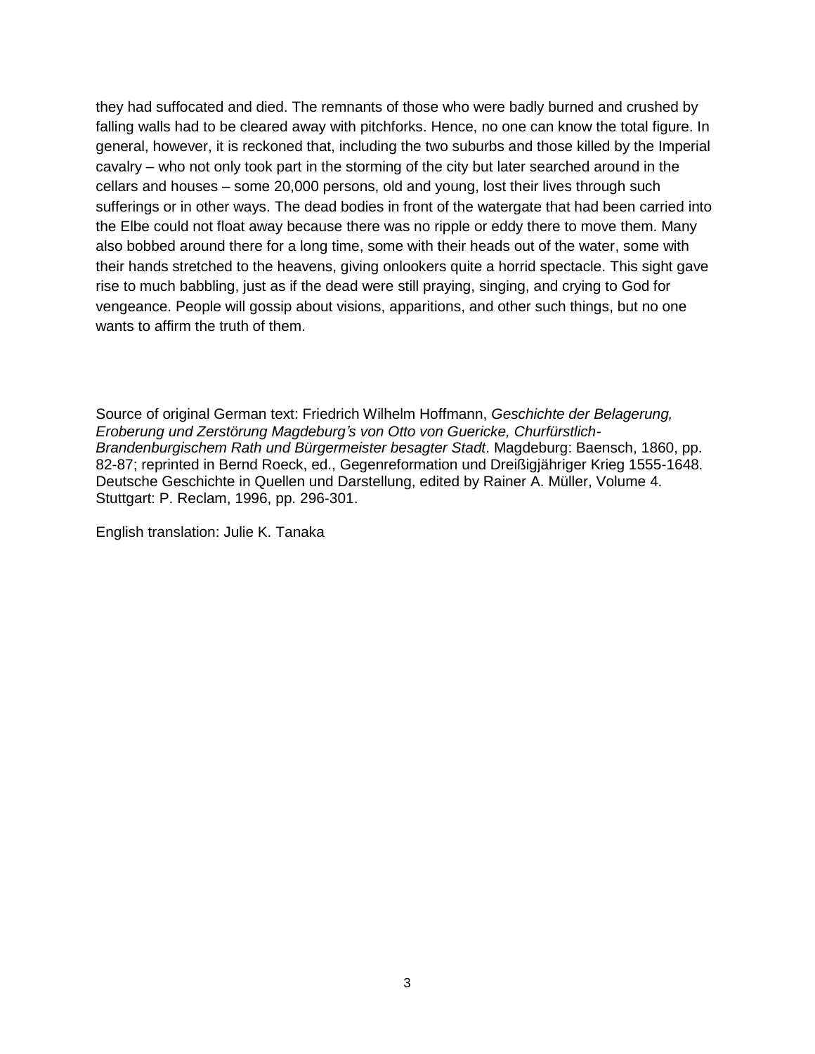they had suffocated and died. The remnants of those who were badly burned and crushed by falling walls had to be cleared away with pitchforks. Hence, no one can know the total figure. In general, however, it is reckoned that, including the two suburbs and those killed by the Imperial cavalry – who not only took part in the storming of the city but later searched around in the cellars and houses – some 20,000 persons, old and young, lost their lives through such sufferings or in other ways. The dead bodies in front of the watergate that had been carried into the Elbe could not float away because there was no ripple or eddy there to move them. Many also bobbed around there for a long time, some with their heads out of the water, some with their hands stretched to the heavens, giving onlookers quite a horrid spectacle. This sight gave rise to much babbling, just as if the dead were still praying, singing, and crying to God for vengeance. People will gossip about visions, apparitions, and other such things, but no one wants to affirm the truth of them.

Source of original German text: Friedrich Wilhelm Hoffmann, *Geschichte der Belagerung, Eroberung und Zerstörung Magdeburg's von Otto von Guericke, Churfürstlich-Brandenburgischem Rath und Bürgermeister besagter Stadt*. Magdeburg: Baensch, 1860, pp. 82-87; reprinted in Bernd Roeck, ed., Gegenreformation und Dreißigjähriger Krieg 1555-1648. Deutsche Geschichte in Quellen und Darstellung, edited by Rainer A. Müller, Volume 4. Stuttgart: P. Reclam, 1996, pp. 296-301.

English translation: Julie K. Tanaka